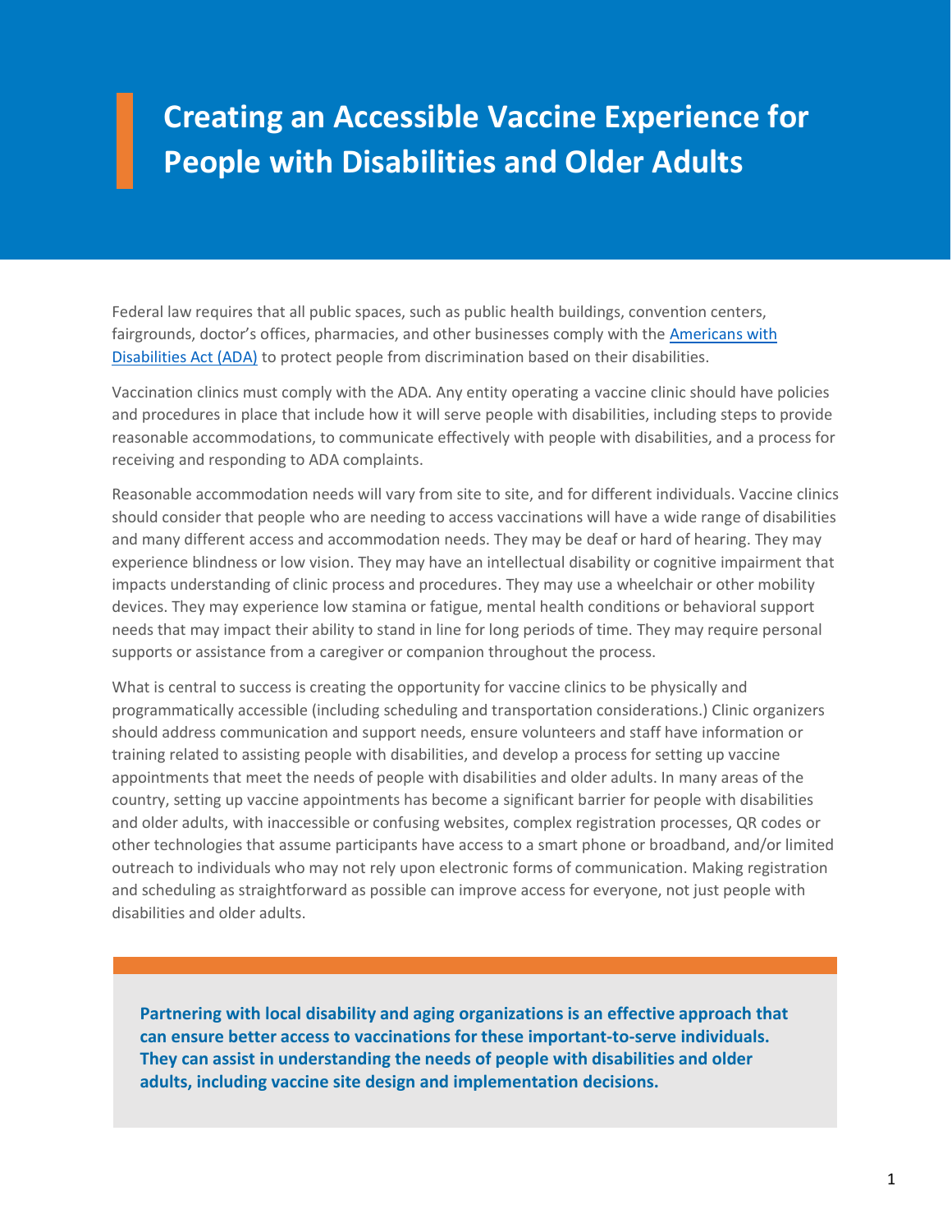# Creating an Accessible Vaccine Experience for People with Disabilities and Older Adults

Federal law requires that all public spaces, such as public health buildings, convention centers, fairgrounds, doctor's offices, pharmacies, and other businesses comply with the [Americans with Disabilities Act (ADA)]() to protect people from discrimination based on their disabilities.

Vaccination clinics must comply with the ADA. Any entity operating a vaccine clinic should have policies and procedures in place that include how it will serve people with disabilities, including steps to provide reasonable accommodations, to communicate effectively with people with disabilities, and a process for receiving and responding to ADA complaints.

Reasonable accommodation needs will vary from site to site, and for different individuals. Vaccine clinics should consider that people who are needing to access vaccinations will have a wide range of disabilities and many different access and accommodation needs. They may be deaf or hard of hearing. They may experience blindness or low vision. They may have an intellectual disability or cognitive impairment that impacts understanding of clinic process and procedures. They may use a wheelchair or other mobility devices. They may experience low stamina or fatigue, mental health conditions or behavioral support needs that may impact their ability to stand in line for long periods of time. They may require personal supports or assistance from a caregiver or companion throughout the process.

What is central to success is creating the opportunity for vaccine clinics to be physically and programmatically accessible (including scheduling and transportation considerations.) Clinic organizers should address communication and support needs, ensure volunteers and staff have information or training related to assisting people with disabilities, and develop a process for setting up vaccine appointments that meet the needs of people with disabilities and older adults. In many areas of the country, setting up vaccine appointments has become a significant barrier for people with disabilities and older adults, with inaccessible or confusing websites, complex registration processes, QR codes or other technologies that assume participants have access to a smart phone or broadband, and/or limited outreach to individuals who may not rely upon electronic forms of communication. Making registration and scheduling as straightforward as possible can improve access for everyone, not just people with disabilities and older adults.

**Partnering with local disability and aging organizations is an effective approach that can ensure better access to vaccinations for these important-to-serve individuals. They can assist in understanding the needs of people with disabilities and older adults, including vaccine site design and implementation decisions.**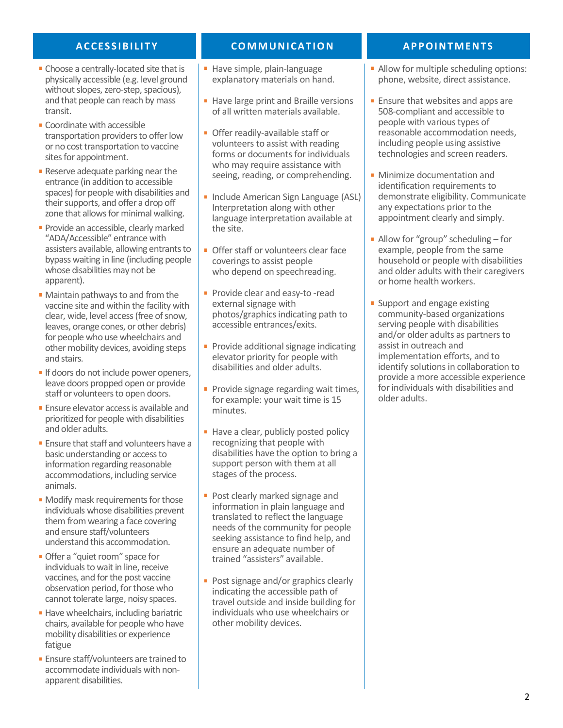## ACCESSIBILITY

- Choose a centrally-located site that is physically accessible (e.g. level ground without slopes, zero-step, spacious), and that people can reach by mass transit.
- Coordinate with accessible transportation providers to offer low or no cost transportation to vaccine sites for appointment.
- Reserve adequate parking near the entrance (in addition to accessible spaces) for people with disabilities and their supports, and offer a drop off zone that allows for minimal walking.
- Provide an accessible, clearly marked "ADA/Accessible" entrance with assisters available, allowing entrants to bypass waiting in line (including people whose disabilities may not be apparent).
- Maintain pathways to and from the vaccine site and within the facility with clear, wide, level access (free of snow, leaves, orange cones, or other debris) for people who use wheelchairs and other mobility devices, avoiding steps and stairs.
- If doors do not include power openers, leave doors propped open or provide staff or volunteers to open doors.
- Ensure elevator access is available and prioritized for people with disabilities and older adults.
- Ensure that staff and volunteers have a basic understanding or access to information regarding reasonable accommodations, including service animals.
- Modify mask requirements for those individuals whose disabilities prevent them from wearing a face covering and ensure staff/volunteers understand this accommodation.
- Offer a "quiet room" space for individuals to wait in line, receive vaccines, and for the post vaccine observation period, for those who cannot tolerate large, noisy spaces.
- Have wheelchairs, including bariatric chairs, available for people who have mobility disabilities or experience fatigue
- Ensure staff/volunteers are trained to accommodate individuals with non-apparent disabilities.

## COMMUNICATION

- Have simple, plain-language explanatory materials on hand.
- Have large print and Braille versions of all written materials available.
- Offer readily-available staff or volunteers to assist with reading forms or documents for individuals who may require assistance with seeing, reading, or comprehending.
- Include American Sign Language (ASL) Interpretation along with other language interpretation available at the site.
- Offer staff or volunteers clear face coverings to assist people who depend on speechreading.
- Provide clear and easy-to -read external signage with photos/graphics indicating path to accessible entrances/exits.
- Provide additional signage indicating elevator priority for people with disabilities and older adults.
- Provide signage regarding wait times, for example: your wait time is 15 minutes.
- Have a clear, publicly posted policy recognizing that people with disabilities have the option to bring a support person with them at all stages of the process.
- Post clearly marked signage and information in plain language and translated to reflect the language needs of the community for people seeking assistance to find help, and ensure an adequate number of trained "assisters" available.
- Post signage and/or graphics clearly indicating the accessible path of travel outside and inside building for individuals who use wheelchairs or other mobility devices.

## APPOINTMENTS

- Allow for multiple scheduling options: phone, website, direct assistance.
- Ensure that websites and apps are 508-compliant and accessible to people with various types of reasonable accommodation needs, including people using assistive technologies and screen readers.
- Minimize documentation and identification requirements to demonstrate eligibility. Communicate any expectations prior to the appointment clearly and simply.
- Allow for "group" scheduling – for example, people from the same household or people with disabilities and older adults with their caregivers or home health workers.
- Support and engage existing community-based organizations serving people with disabilities and/or older adults as partners to assist in outreach and implementation efforts, and to identify solutions in collaboration to provide a more accessible experience for individuals with disabilities and older adults.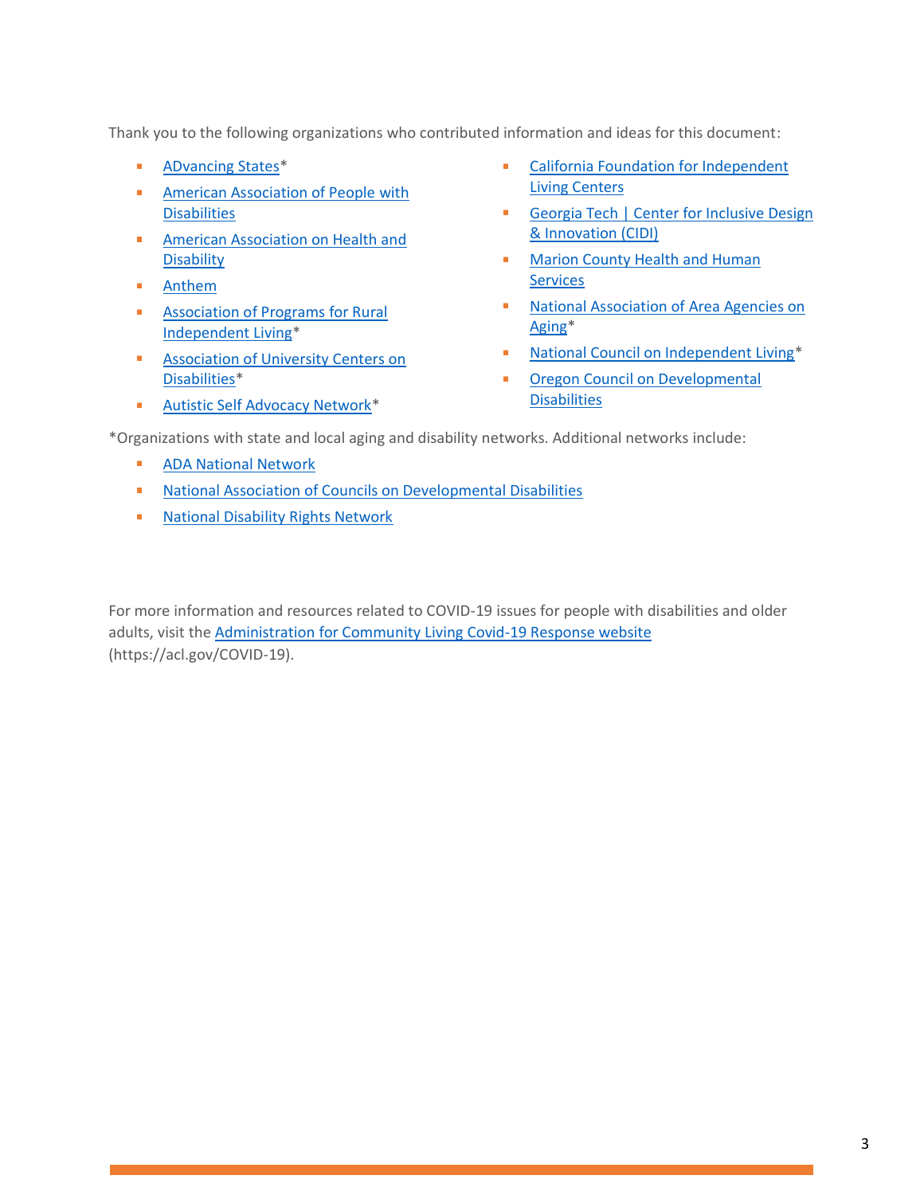Thank you to the following organizations who contributed information and ideas for this document:

- ADvancing States*
- American Association of People with Disabilities
- American Association on Health and Disability
- Anthem
- Association of Programs for Rural Independent Living*
- Association of University Centers on Disabilities*
- Autistic Self Advocacy Network*
- California Foundation for Independent Living Centers
- Georgia Tech | Center for Inclusive Design & Innovation (CIDI)
- Marion County Health and Human Services
- National Association of Area Agencies on Aging*
- National Council on Independent Living*
- Oregon Council on Developmental Disabilities

*Organizations with state and local aging and disability networks. Additional networks include:

- ADA National Network
- National Association of Councils on Developmental Disabilities
- National Disability Rights Network

For more information and resources related to COVID-19 issues for people with disabilities and older adults, visit the Administration for Community Living Covid-19 Response website (https://acl.gov/COVID-19).